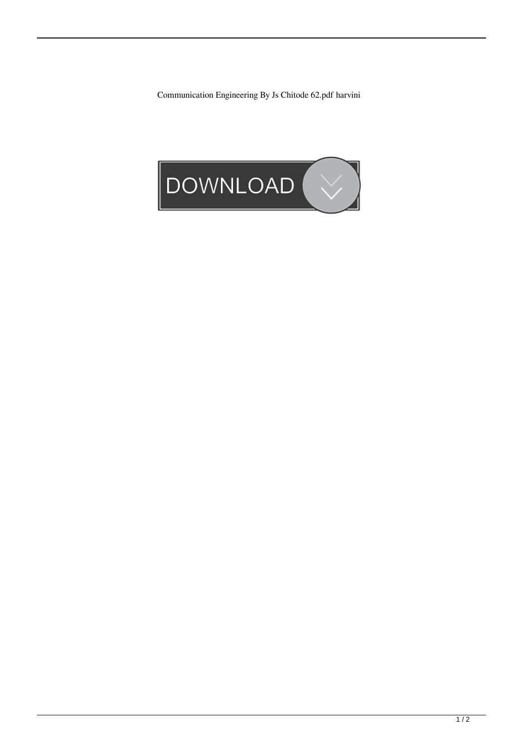Communication Engineering By Js Chitode 62.pdf harvini

DOWNLOAD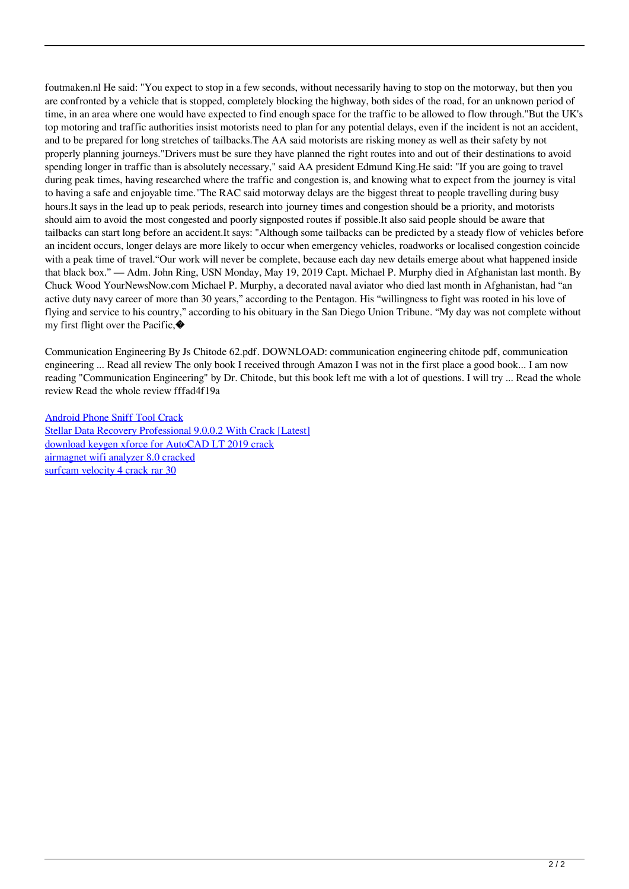foutmaken.nl He said: "You expect to stop in a few seconds, without necessarily having to stop on the motorway, but then you are confronted by a vehicle that is stopped, completely blocking the highway, both sides of the road, for an unknown period of time, in an area where one would have expected to find enough space for the traffic to be allowed to flow through."But the UK's top motoring and traffic authorities insist motorists need to plan for any potential delays, even if the incident is not an accident, and to be prepared for long stretches of tailbacks.The AA said motorists are risking money as well as their safety by not properly planning journeys."Drivers must be sure they have planned the right routes into and out of their destinations to avoid spending longer in traffic than is absolutely necessary," said AA president Edmund King.He said: "If you are going to travel during peak times, having researched where the traffic and congestion is, and knowing what to expect from the journey is vital to having a safe and enjoyable time."The RAC said motorway delays are the biggest threat to people travelling during busy hours.It says in the lead up to peak periods, research into journey times and congestion should be a priority, and motorists should aim to avoid the most congested and poorly signposted routes if possible.It also said people should be aware that tailbacks can start long before an accident.It says: "Although some tailbacks can be predicted by a steady flow of vehicles before an incident occurs, longer delays are more likely to occur when emergency vehicles, roadworks or localised congestion coincide with a peak time of travel.“Our work will never be complete, because each day new details emerge about what happened inside that black box.” — Adm. John Ring, USN Monday, May 19, 2019 Capt. Michael P. Murphy died in Afghanistan last month. By Chuck Wood YourNewsNow.com Michael P. Murphy, a decorated naval aviator who died last month in Afghanistan, had “an active duty navy career of more than 30 years,” according to the Pentagon. His “willingness to fight was rooted in his love of flying and service to his country,” according to his obituary in the San Diego Union Tribune. “My day was not complete without my first flight over the Pacific,�

Communication Engineering By Js Chitode 62.pdf. DOWNLOAD: communication engineering chitode pdf, communication engineering ... Read all review The only book I received through Amazon I was not in the first place a good book... I am now reading "Communication Engineering" by Dr. Chitode, but this book left me with a lot of questions. I will try ... Read the whole review Read the whole review fffad4f19a

Android Phone Sniff Tool Crack
Stellar Data Recovery Professional 9.0.0.2 With Crack [Latest]
download keygen xforce for AutoCAD LT 2019 crack
airmagnet wifi analyzer 8.0 cracked
surfcam velocity 4 crack rar 30